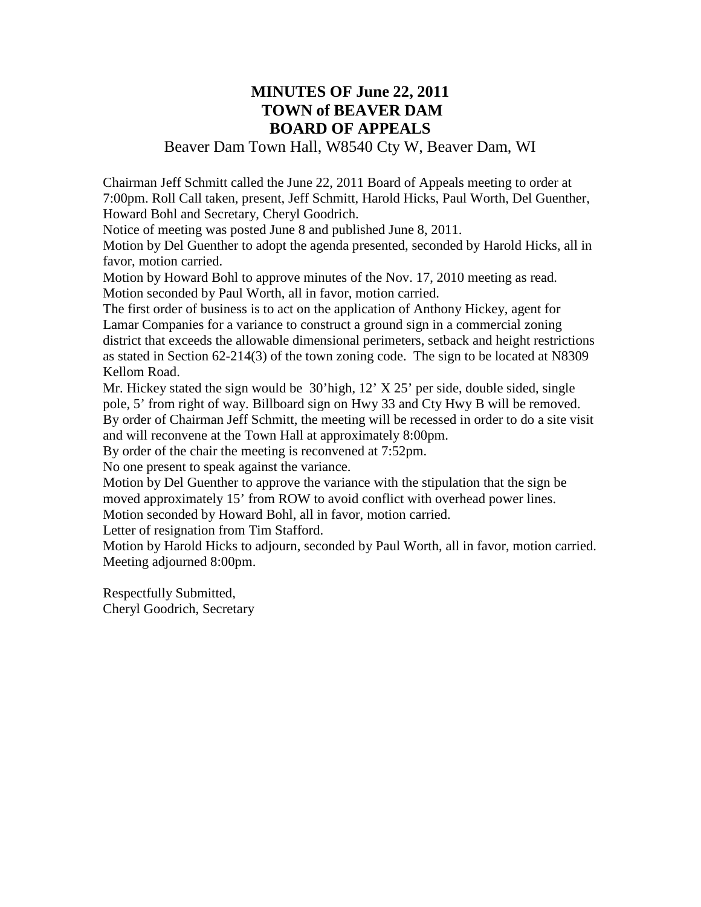# MINUTES OF June 22, 2011
# TOWN of BEAVER DAM
# BOARD OF APPEALS

Beaver Dam Town Hall, W8540 Cty W, Beaver Dam, WI

Chairman Jeff Schmitt called the June 22, 2011 Board of Appeals meeting to order at 7:00pm. Roll Call taken, present, Jeff Schmitt, Harold Hicks, Paul Worth, Del Guenther, Howard Bohl and Secretary, Cheryl Goodrich.

Notice of meeting was posted June 8 and published June 8, 2011.

Motion by Del Guenther to adopt the agenda presented, seconded by Harold Hicks, all in favor, motion carried.

Motion by Howard Bohl to approve minutes of the Nov. 17, 2010 meeting as read. Motion seconded by Paul Worth, all in favor, motion carried.

The first order of business is to act on the application of Anthony Hickey, agent for Lamar Companies for a variance to construct a ground sign in a commercial zoning district that exceeds the allowable dimensional perimeters, setback and height restrictions as stated in Section 62-214(3) of the town zoning code. The sign to be located at N8309 Kellom Road.

Mr. Hickey stated the sign would be 30'high, 12' X 25' per side, double sided, single pole, 5' from right of way. Billboard sign on Hwy 33 and Cty Hwy B will be removed.

By order of Chairman Jeff Schmitt, the meeting will be recessed in order to do a site visit and will reconvene at the Town Hall at approximately 8:00pm.

By order of the chair the meeting is reconvened at 7:52pm.

No one present to speak against the variance.

Motion by Del Guenther to approve the variance with the stipulation that the sign be moved approximately 15' from ROW to avoid conflict with overhead power lines.

Motion seconded by Howard Bohl, all in favor, motion carried.

Letter of resignation from Tim Stafford.

Motion by Harold Hicks to adjourn, seconded by Paul Worth, all in favor, motion carried.

Meeting adjourned 8:00pm.

Respectfully Submitted,
Cheryl Goodrich, Secretary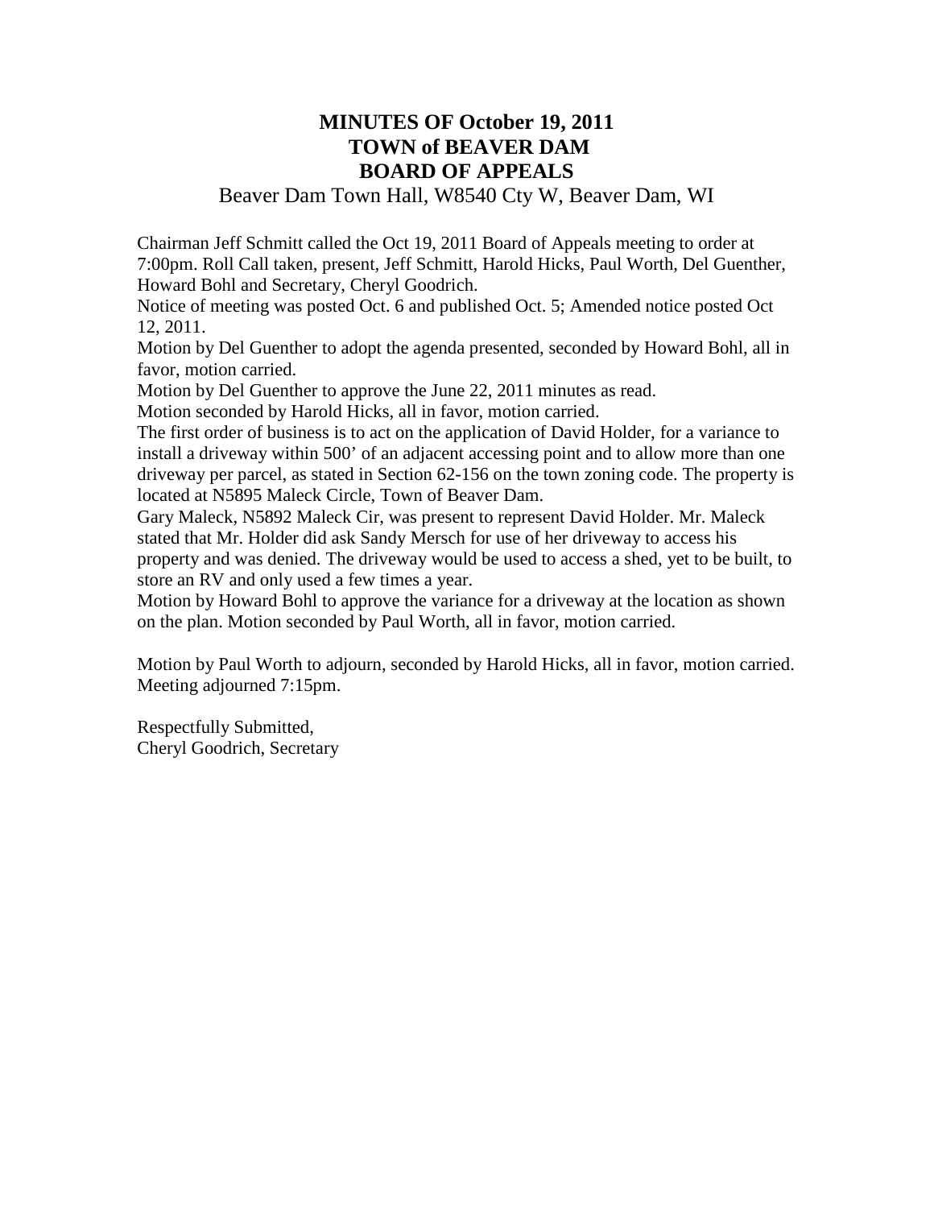# MINUTES OF October 19, 2011
# TOWN of BEAVER DAM
# BOARD OF APPEALS

Beaver Dam Town Hall, W8540 Cty W, Beaver Dam, WI

Chairman Jeff Schmitt called the Oct 19, 2011 Board of Appeals meeting to order at 7:00pm. Roll Call taken, present, Jeff Schmitt, Harold Hicks, Paul Worth, Del Guenther, Howard Bohl and Secretary, Cheryl Goodrich.

Notice of meeting was posted Oct. 6 and published Oct. 5; Amended notice posted Oct 12, 2011.

Motion by Del Guenther to adopt the agenda presented, seconded by Howard Bohl, all in favor, motion carried.

Motion by Del Guenther to approve the June 22, 2011 minutes as read.

Motion seconded by Harold Hicks, all in favor, motion carried.

The first order of business is to act on the application of David Holder, for a variance to install a driveway within 500' of an adjacent accessing point and to allow more than one driveway per parcel, as stated in Section 62-156 on the town zoning code. The property is located at N5895 Maleck Circle, Town of Beaver Dam.

Gary Maleck, N5892 Maleck Cir, was present to represent David Holder. Mr. Maleck stated that Mr. Holder did ask Sandy Mersch for use of her driveway to access his property and was denied. The driveway would be used to access a shed, yet to be built, to store an RV and only used a few times a year.

Motion by Howard Bohl to approve the variance for a driveway at the location as shown on the plan. Motion seconded by Paul Worth, all in favor, motion carried.

Motion by Paul Worth to adjourn, seconded by Harold Hicks, all in favor, motion carried. Meeting adjourned 7:15pm.

Respectfully Submitted,
Cheryl Goodrich, Secretary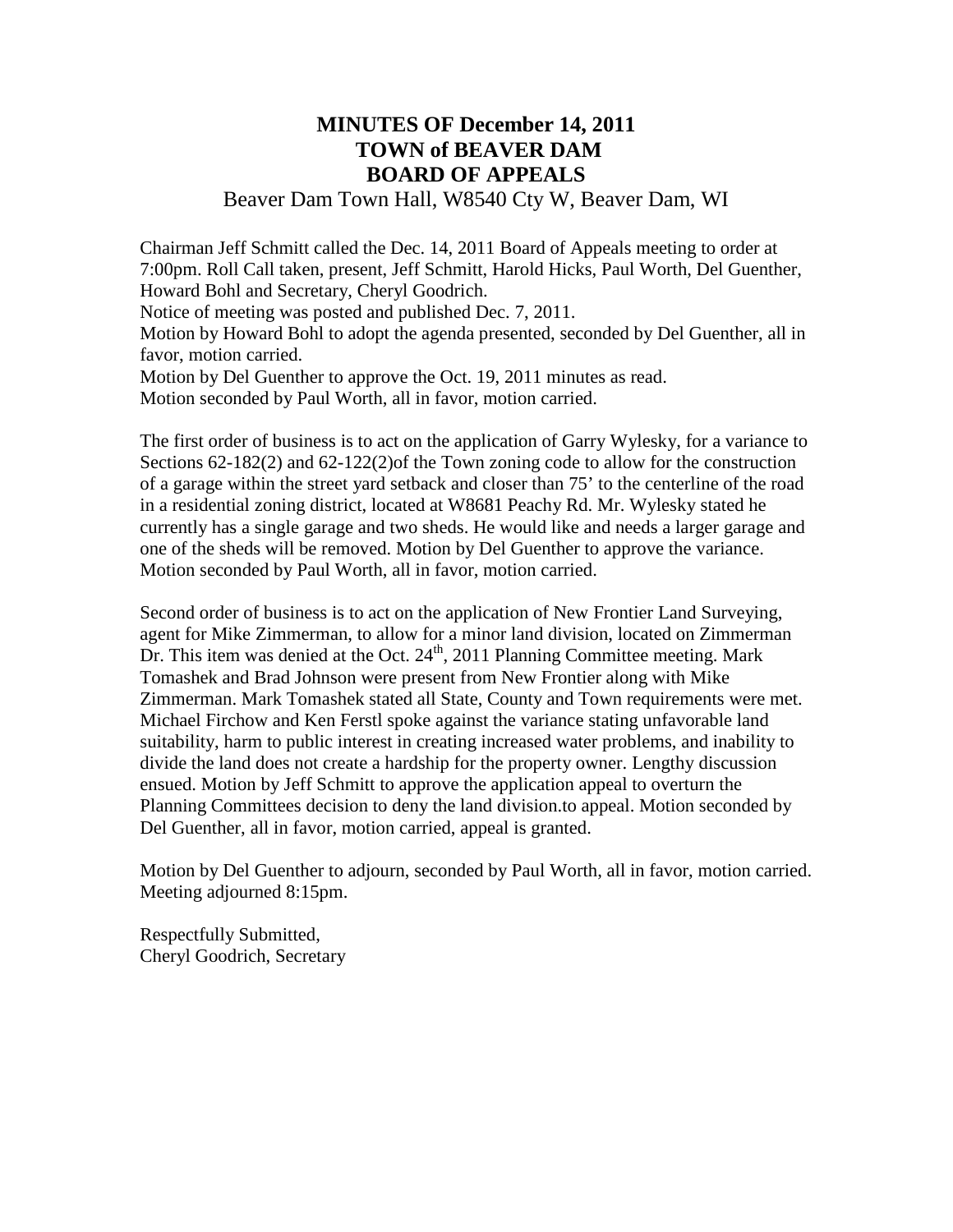# MINUTES OF December 14, 2011
# TOWN of BEAVER DAM
# BOARD OF APPEALS

Beaver Dam Town Hall, W8540 Cty W, Beaver Dam, WI

Chairman Jeff Schmitt called the Dec. 14, 2011 Board of Appeals meeting to order at 7:00pm. Roll Call taken, present, Jeff Schmitt, Harold Hicks, Paul Worth, Del Guenther, Howard Bohl and Secretary, Cheryl Goodrich.

Notice of meeting was posted and published Dec. 7, 2011.

Motion by Howard Bohl to adopt the agenda presented, seconded by Del Guenther, all in favor, motion carried.

Motion by Del Guenther to approve the Oct. 19, 2011 minutes as read.

Motion seconded by Paul Worth, all in favor, motion carried.

The first order of business is to act on the application of Garry Wylesky, for a variance to Sections 62-182(2) and 62-122(2)of the Town zoning code to allow for the construction of a garage within the street yard setback and closer than 75' to the centerline of the road in a residential zoning district, located at W8681 Peachy Rd. Mr. Wylesky stated he currently has a single garage and two sheds. He would like and needs a larger garage and one of the sheds will be removed. Motion by Del Guenther to approve the variance. Motion seconded by Paul Worth, all in favor, motion carried.

Second order of business is to act on the application of New Frontier Land Surveying, agent for Mike Zimmerman, to allow for a minor land division, located on Zimmerman Dr. This item was denied at the Oct. 24th, 2011 Planning Committee meeting. Mark Tomashek and Brad Johnson were present from New Frontier along with Mike Zimmerman. Mark Tomashek stated all State, County and Town requirements were met. Michael Firchow and Ken Ferstl spoke against the variance stating unfavorable land suitability, harm to public interest in creating increased water problems, and inability to divide the land does not create a hardship for the property owner. Lengthy discussion ensued. Motion by Jeff Schmitt to approve the application appeal to overturn the Planning Committees decision to deny the land division.to appeal. Motion seconded by Del Guenther, all in favor, motion carried, appeal is granted.

Motion by Del Guenther to adjourn, seconded by Paul Worth, all in favor, motion carried. Meeting adjourned 8:15pm.

Respectfully Submitted,
Cheryl Goodrich, Secretary